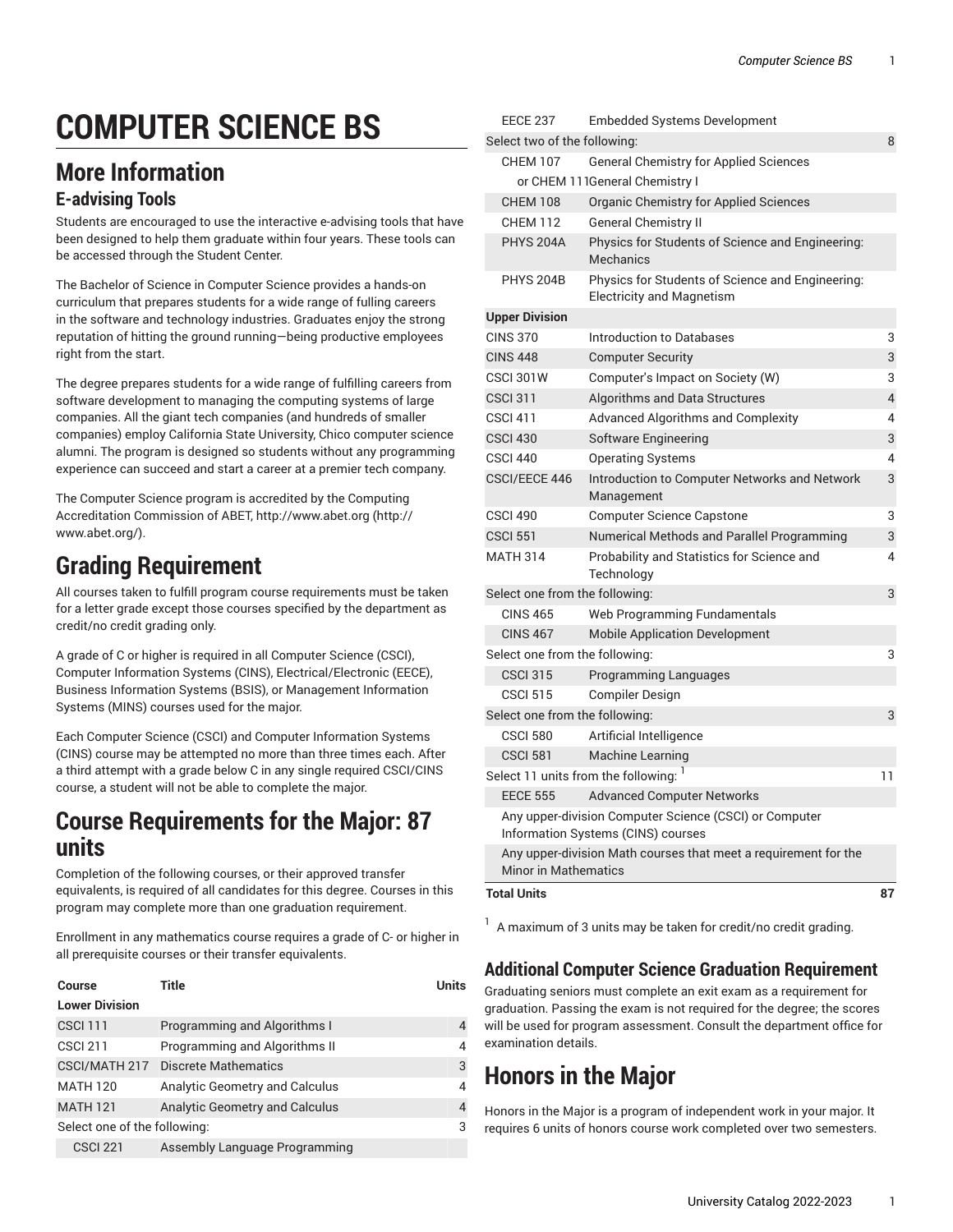# COMPUTER SCIENCE BS

## More Information

### E-advising Tools

Students are encouraged to use the interactive e-advising tools that have been designed to help them graduate within four years. These tools can be accessed through the Student Center.

The Bachelor of Science in Computer Science provides a hands-on curriculum that prepares students for a wide range of fulling careers in the software and technology industries. Graduates enjoy the strong reputation of hitting the ground running—being productive employees right from the start.

The degree prepares students for a wide range of fulfilling careers from software development to managing the computing systems of large companies. All the giant tech companies (and hundreds of smaller companies) employ California State University, Chico computer science alumni. The program is designed so students without any programming experience can succeed and start a career at a premier tech company.

The Computer Science program is accredited by the Computing Accreditation Commission of ABET, http://www.abet.org (http://www.abet.org/).

## Grading Requirement

All courses taken to fulfill program course requirements must be taken for a letter grade except those courses specified by the department as credit/no credit grading only.

A grade of C or higher is required in all Computer Science (CSCI), Computer Information Systems (CINS), Electrical/Electronic (EECE), Business Information Systems (BSIS), or Management Information Systems (MINS) courses used for the major.

Each Computer Science (CSCI) and Computer Information Systems (CINS) course may be attempted no more than three times each. After a third attempt with a grade below C in any single required CSCI/CINS course, a student will not be able to complete the major.

## Course Requirements for the Major: 87 units

Completion of the following courses, or their approved transfer equivalents, is required of all candidates for this degree. Courses in this program may complete more than one graduation requirement.

Enrollment in any mathematics course requires a grade of C- or higher in all prerequisite courses or their transfer equivalents.

| Course | Title | Units |
|---|---|---|
| **Lower Division** | | |
| CSCI 111 | Programming and Algorithms I | 4 |
| CSCI 211 | Programming and Algorithms II | 4 |
| CSCI/MATH 217 | Discrete Mathematics | 3 |
| MATH 120 | Analytic Geometry and Calculus | 4 |
| MATH 121 | Analytic Geometry and Calculus | 4 |
| Select one of the following: | | 3 |
| CSCI 221 | Assembly Language Programming | |
| EECE 237 | Embedded Systems Development | |
| Select two of the following: | | 8 |
| CHEM 107 | General Chemistry for Applied Sciences | |
| or CHEM 111 | General Chemistry I | |
| CHEM 108 | Organic Chemistry for Applied Sciences | |
| CHEM 112 | General Chemistry II | |
| PHYS 204A | Physics for Students of Science and Engineering: Mechanics | |
| PHYS 204B | Physics for Students of Science and Engineering: Electricity and Magnetism | |
| **Upper Division** | | |
| CINS 370 | Introduction to Databases | 3 |
| CINS 448 | Computer Security | 3 |
| CSCI 301W | Computer's Impact on Society (W) | 3 |
| CSCI 311 | Algorithms and Data Structures | 4 |
| CSCI 411 | Advanced Algorithms and Complexity | 4 |
| CSCI 430 | Software Engineering | 3 |
| CSCI 440 | Operating Systems | 4 |
| CSCI/EECE 446 | Introduction to Computer Networks and Network Management | 3 |
| CSCI 490 | Computer Science Capstone | 3 |
| CSCI 551 | Numerical Methods and Parallel Programming | 3 |
| MATH 314 | Probability and Statistics for Science and Technology | 4 |
| Select one from the following: | | 3 |
| CINS 465 | Web Programming Fundamentals | |
| CINS 467 | Mobile Application Development | |
| Select one from the following: | | 3 |
| CSCI 315 | Programming Languages | |
| CSCI 515 | Compiler Design | |
| Select one from the following: | | 3 |
| CSCI 580 | Artificial Intelligence | |
| CSCI 581 | Machine Learning | |
| Select 11 units from the following: [1] | | 11 |
| EECE 555 | Advanced Computer Networks | |
| Any upper-division Computer Science (CSCI) or Computer Information Systems (CINS) courses | | |
| Any upper-division Math courses that meet a requirement for the Minor in Mathematics | | |
| **Total Units** | | **87** |

[1] A maximum of 3 units may be taken for credit/no credit grading.

### Additional Computer Science Graduation Requirement

Graduating seniors must complete an exit exam as a requirement for graduation. Passing the exam is not required for the degree; the scores will be used for program assessment. Consult the department office for examination details.

## Honors in the Major

Honors in the Major is a program of independent work in your major. It requires 6 units of honors course work completed over two semesters.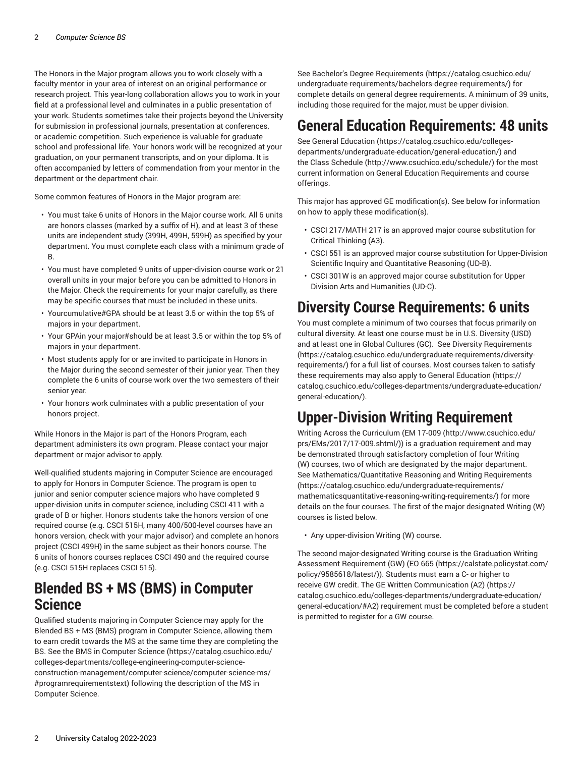The Honors in the Major program allows you to work closely with a faculty mentor in your area of interest on an original performance or research project. This year-long collaboration allows you to work in your field at a professional level and culminates in a public presentation of your work. Students sometimes take their projects beyond the University for submission in professional journals, presentation at conferences, or academic competition. Such experience is valuable for graduate school and professional life. Your honors work will be recognized at your graduation, on your permanent transcripts, and on your diploma. It is often accompanied by letters of commendation from your mentor in the department or the department chair.

Some common features of Honors in the Major program are:

- You must take 6 units of Honors in the Major course work. All 6 units are honors classes (marked by a suffix of H), and at least 3 of these units are independent study (399H, 499H, 599H) as specified by your department. You must complete each class with a minimum grade of B.
- You must have completed 9 units of upper-division course work or 21 overall units in your major before you can be admitted to Honors in the Major. Check the requirements for your major carefully, as there may be specific courses that must be included in these units.
- Yourcumulative#GPA should be at least 3.5 or within the top 5% of majors in your department.
- Your GPAin your major#should be at least 3.5 or within the top 5% of majors in your department.
- Most students apply for or are invited to participate in Honors in the Major during the second semester of their junior year. Then they complete the 6 units of course work over the two semesters of their senior year.
- Your honors work culminates with a public presentation of your honors project.

While Honors in the Major is part of the Honors Program, each department administers its own program. Please contact your major department or major advisor to apply.

Well-qualified students majoring in Computer Science are encouraged to apply for Honors in Computer Science. The program is open to junior and senior computer science majors who have completed 9 upper-division units in computer science, including CSCI 411 with a grade of B or higher. Honors students take the honors version of one required course (e.g. CSCI 515H, many 400/500-level courses have an honors version, check with your major advisor) and complete an honors project (CSCI 499H) in the same subject as their honors course. The 6 units of honors courses replaces CSCI 490 and the required course (e.g. CSCI 515H replaces CSCI 515).

## Blended BS + MS (BMS) in Computer Science

Qualified students majoring in Computer Science may apply for the Blended BS + MS (BMS) program in Computer Science, allowing them to earn credit towards the MS at the same time they are completing the BS. See the BMS in Computer Science (https://catalog.csuchico.edu/colleges-departments/college-engineering-computer-science-construction-management/computer-science/computer-science-ms/#programrequirementstext) following the description of the MS in Computer Science.

See Bachelor's Degree Requirements (https://catalog.csuchico.edu/undergraduate-requirements/bachelors-degree-requirements/) for complete details on general degree requirements. A minimum of 39 units, including those required for the major, must be upper division.

## General Education Requirements: 48 units

See General Education (https://catalog.csuchico.edu/colleges-departments/undergraduate-education/general-education/) and the Class Schedule (http://www.csuchico.edu/schedule/) for the most current information on General Education Requirements and course offerings.

This major has approved GE modification(s). See below for information on how to apply these modification(s).

- CSCI 217/MATH 217 is an approved major course substitution for Critical Thinking (A3).
- CSCI 551 is an approved major course substitution for Upper-Division Scientific Inquiry and Quantitative Reasoning (UD-B).
- CSCI 301W is an approved major course substitution for Upper Division Arts and Humanities (UD-C).

## Diversity Course Requirements: 6 units

You must complete a minimum of two courses that focus primarily on cultural diversity. At least one course must be in U.S. Diversity (USD) and at least one in Global Cultures (GC). See Diversity Requirements (https://catalog.csuchico.edu/undergraduate-requirements/diversity-requirements/) for a full list of courses. Most courses taken to satisfy these requirements may also apply to General Education (https://catalog.csuchico.edu/colleges-departments/undergraduate-education/general-education/).

## Upper-Division Writing Requirement

Writing Across the Curriculum (EM 17-009 (http://www.csuchico.edu/prs/EMs/2017/17-009.shtml/)) is a graduation requirement and may be demonstrated through satisfactory completion of four Writing (W) courses, two of which are designated by the major department. See Mathematics/Quantitative Reasoning and Writing Requirements (https://catalog.csuchico.edu/undergraduate-requirements/mathematicsquantitative-reasoning-writing-requirements/) for more details on the four courses. The first of the major designated Writing (W) courses is listed below.

- Any upper-division Writing (W) course.

The second major-designated Writing course is the Graduation Writing Assessment Requirement (GW) (EO 665 (https://calstate.policystat.com/policy/9585618/latest/)). Students must earn a C- or higher to receive GW credit. The GE Written Communication (A2) (https://catalog.csuchico.edu/colleges-departments/undergraduate-education/general-education/#A2) requirement must be completed before a student is permitted to register for a GW course.